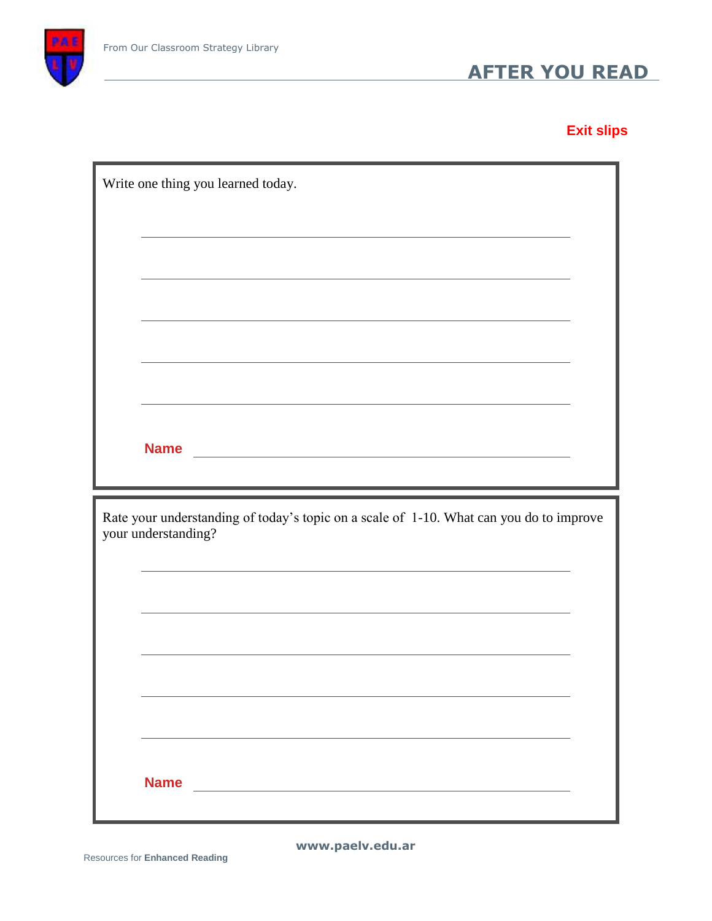From Our Classroom Strategy Library

# AFTER YOU READ

## Exit slips

Write one thing you learned today.

\_\_\_\_\_\_\_\_\_\_\_\_\_\_\_\_\_\_\_\_\_\_\_\_\_\_\_\_\_\_\_\_\_\_\_\_\_\_\_\_

\_\_\_\_\_\_\_\_\_\_\_\_\_\_\_\_\_\_\_\_\_\_\_\_\_\_\_\_\_\_\_\_\_\_\_\_\_\_\_\_

\_\_\_\_\_\_\_\_\_\_\_\_\_\_\_\_\_\_\_\_\_\_\_\_\_\_\_\_\_\_\_\_\_\_\_\_\_\_\_\_

\_\_\_\_\_\_\_\_\_\_\_\_\_\_\_\_\_\_\_\_\_\_\_\_\_\_\_\_\_\_\_\_\_\_\_\_\_\_\_\_

\_\_\_\_\_\_\_\_\_\_\_\_\_\_\_\_\_\_\_\_\_\_\_\_\_\_\_\_\_\_\_\_\_\_\_\_\_\_\_\_

**Name** \_\_\_\_\_\_\_\_\_\_\_\_\_\_\_\_\_\_\_\_\_\_\_\_\_\_\_\_\_\_\_\_\_\_

---

Rate your understanding of today's topic on a scale of 1-10. What can you do to improve your understanding?

\_\_\_\_\_\_\_\_\_\_\_\_\_\_\_\_\_\_\_\_\_\_\_\_\_\_\_\_\_\_\_\_\_\_\_\_\_\_\_\_

\_\_\_\_\_\_\_\_\_\_\_\_\_\_\_\_\_\_\_\_\_\_\_\_\_\_\_\_\_\_\_\_\_\_\_\_\_\_\_\_

\_\_\_\_\_\_\_\_\_\_\_\_\_\_\_\_\_\_\_\_\_\_\_\_\_\_\_\_\_\_\_\_\_\_\_\_\_\_\_\_

\_\_\_\_\_\_\_\_\_\_\_\_\_\_\_\_\_\_\_\_\_\_\_\_\_\_\_\_\_\_\_\_\_\_\_\_\_\_\_\_

\_\_\_\_\_\_\_\_\_\_\_\_\_\_\_\_\_\_\_\_\_\_\_\_\_\_\_\_\_\_\_\_\_\_\_\_\_\_\_\_

**Name** \_\_\_\_\_\_\_\_\_\_\_\_\_\_\_\_\_\_\_\_\_\_\_\_\_\_\_\_\_\_\_\_\_\_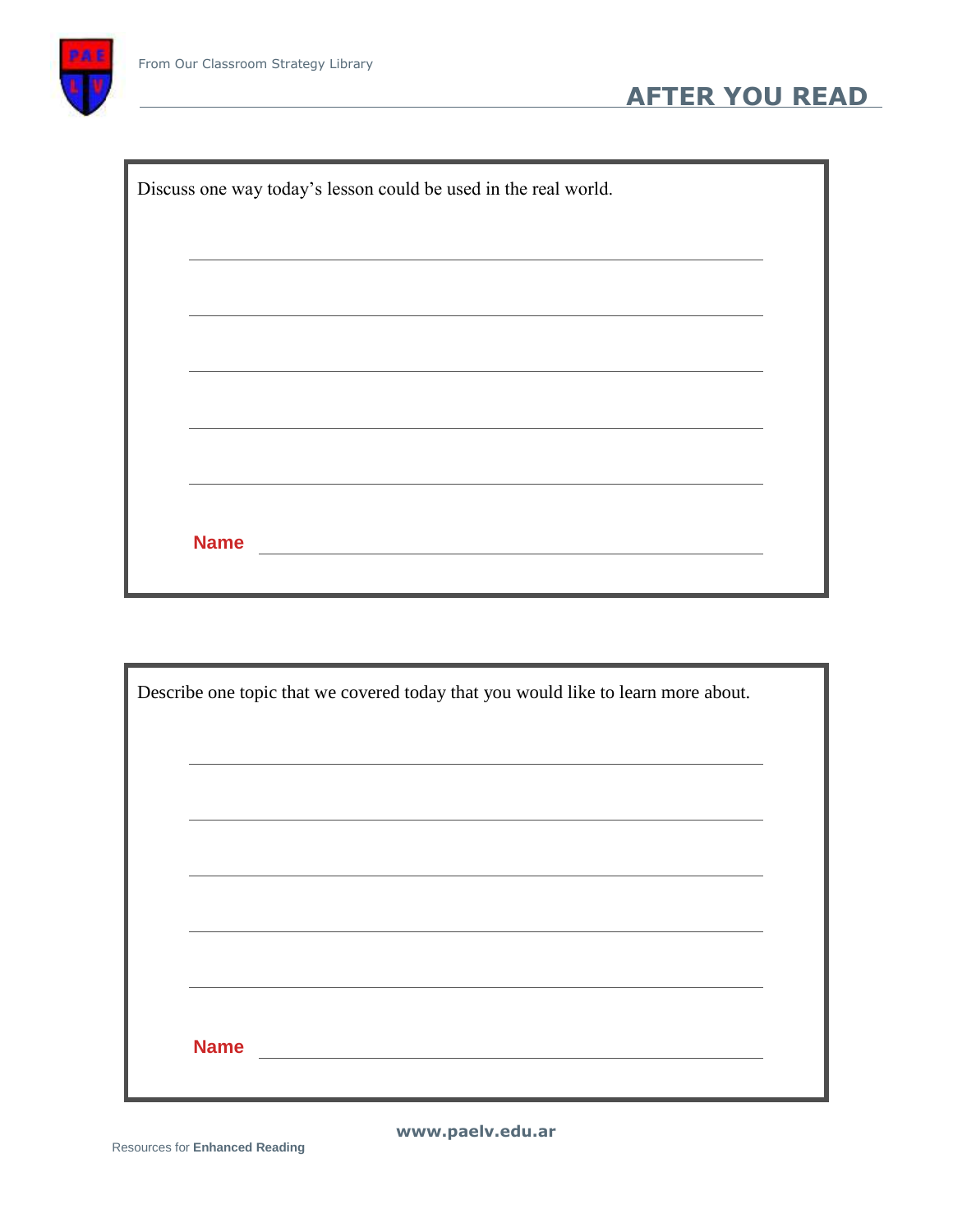# AFTER YOU READ

Discuss one way today's lesson could be used in the real world.

______________________________________________

______________________________________________

______________________________________________

______________________________________________

______________________________________________

**Name** ______________________________________

---

Describe one topic that we covered today that you would like to learn more about.

______________________________________________

______________________________________________

______________________________________________

______________________________________________

______________________________________________

**Name** ______________________________________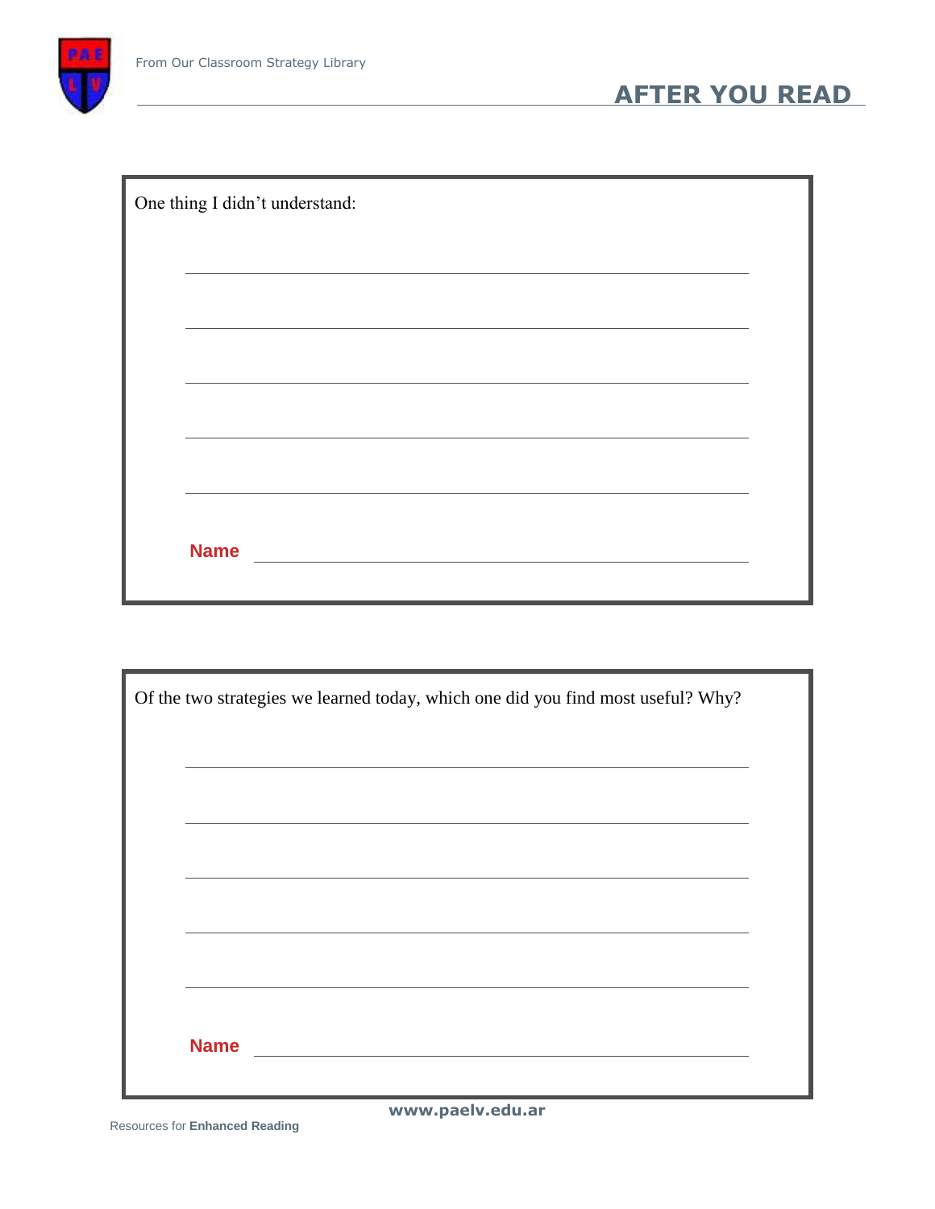# AFTER YOU READ

One thing I didn't understand:

______________________________________________

______________________________________________

______________________________________________

______________________________________________

______________________________________________

**Name** ______________________________________

Of the two strategies we learned today, which one did you find most useful? Why?

______________________________________________

______________________________________________

______________________________________________

______________________________________________

______________________________________________

**Name** ______________________________________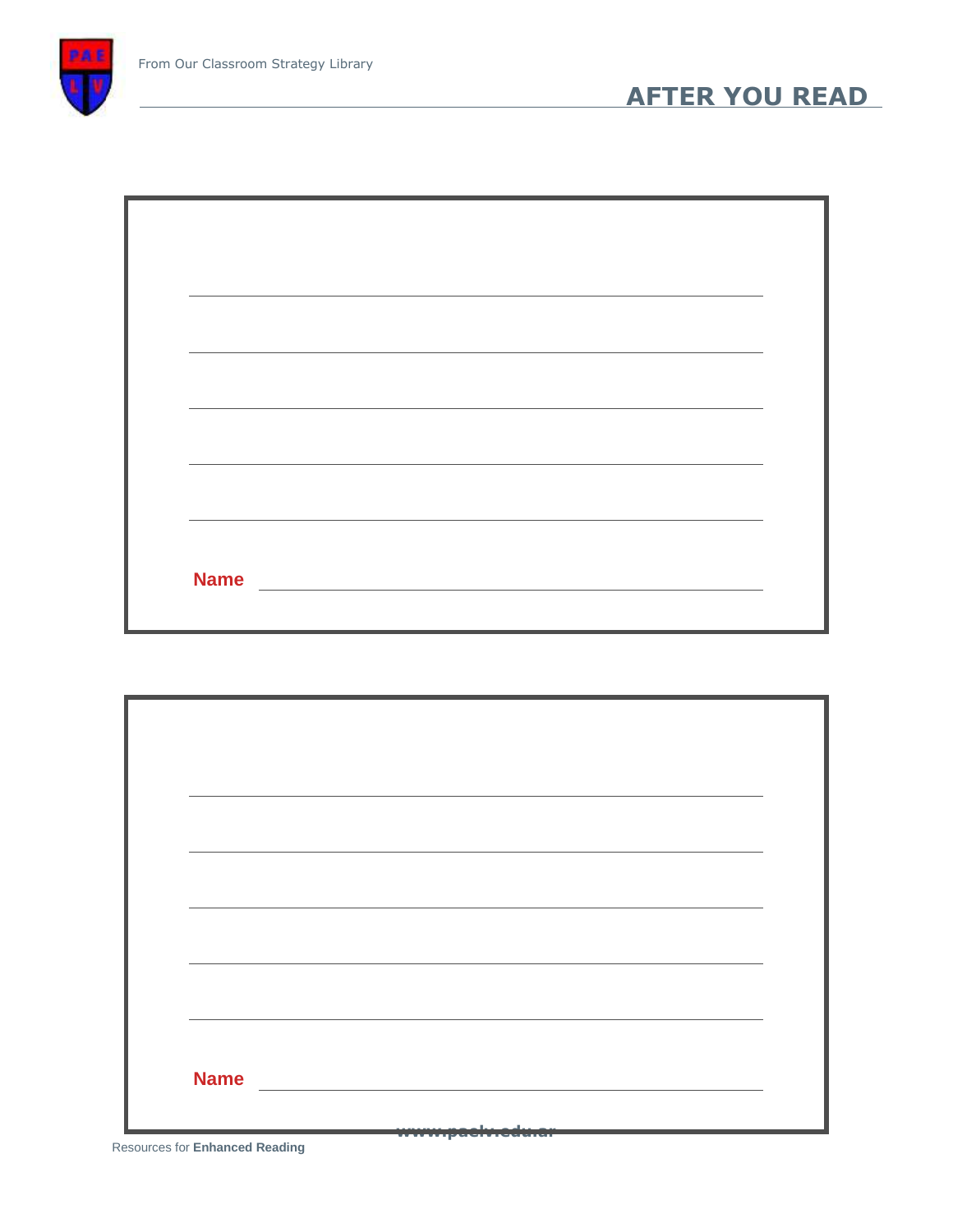# AFTER YOU READ

______________________________________________

______________________________________________

______________________________________________

______________________________________________

______________________________________________

**Name** ______________________________________

______________________________________________

______________________________________________

______________________________________________

______________________________________________

______________________________________________

**Name** ______________________________________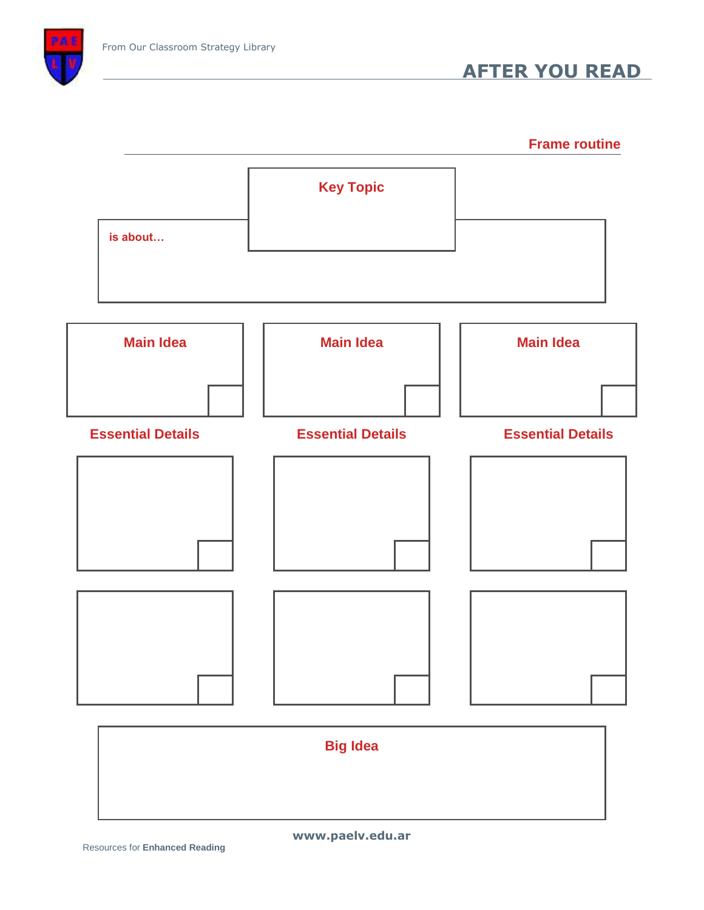# AFTER YOU READ

## Frame routine

**Key Topic**

**is about…**

| Main Idea | Main Idea | Main Idea |
|---|---|---|
| | | |

| Essential Details | Essential Details | Essential Details |
|---|---|---|
| | | |
| | | |

**Big Idea**

www.paelv.edu.ar

Resources for **Enhanced Reading**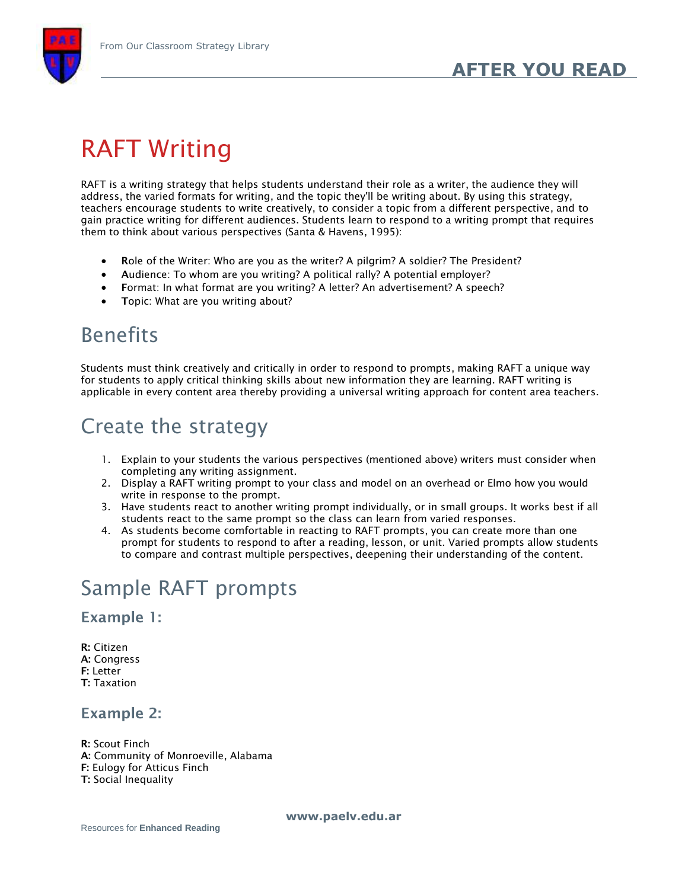# RAFT Writing

RAFT is a writing strategy that helps students understand their role as a writer, the audience they will address, the varied formats for writing, and the topic they'll be writing about. By using this strategy, teachers encourage students to write creatively, to consider a topic from a different perspective, and to gain practice writing for different audiences. Students learn to respond to a writing prompt that requires them to think about various perspectives (Santa & Havens, 1995):

- **R**ole of the Writer: Who are you as the writer? A pilgrim? A soldier? The President?
- **A**udience: To whom are you writing? A political rally? A potential employer?
- **F**ormat: In what format are you writing? A letter? An advertisement? A speech?
- **T**opic: What are you writing about?

## Benefits

Students must think creatively and critically in order to respond to prompts, making RAFT a unique way for students to apply critical thinking skills about new information they are learning. RAFT writing is applicable in every content area thereby providing a universal writing approach for content area teachers.

## Create the strategy

1. Explain to your students the various perspectives (mentioned above) writers must consider when completing any writing assignment.
2. Display a RAFT writing prompt to your class and model on an overhead or Elmo how you would write in response to the prompt.
3. Have students react to another writing prompt individually, or in small groups. It works best if all students react to the same prompt so the class can learn from varied responses.
4. As students become comfortable in reacting to RAFT prompts, you can create more than one prompt for students to respond to after a reading, lesson, or unit. Varied prompts allow students to compare and contrast multiple perspectives, deepening their understanding of the content.

## Sample RAFT prompts

### Example 1:

**R:** Citizen
**A:** Congress
**F:** Letter
**T:** Taxation

### Example 2:

**R:** Scout Finch
**A:** Community of Monroeville, Alabama
**F:** Eulogy for Atticus Finch
**T:** Social Inequality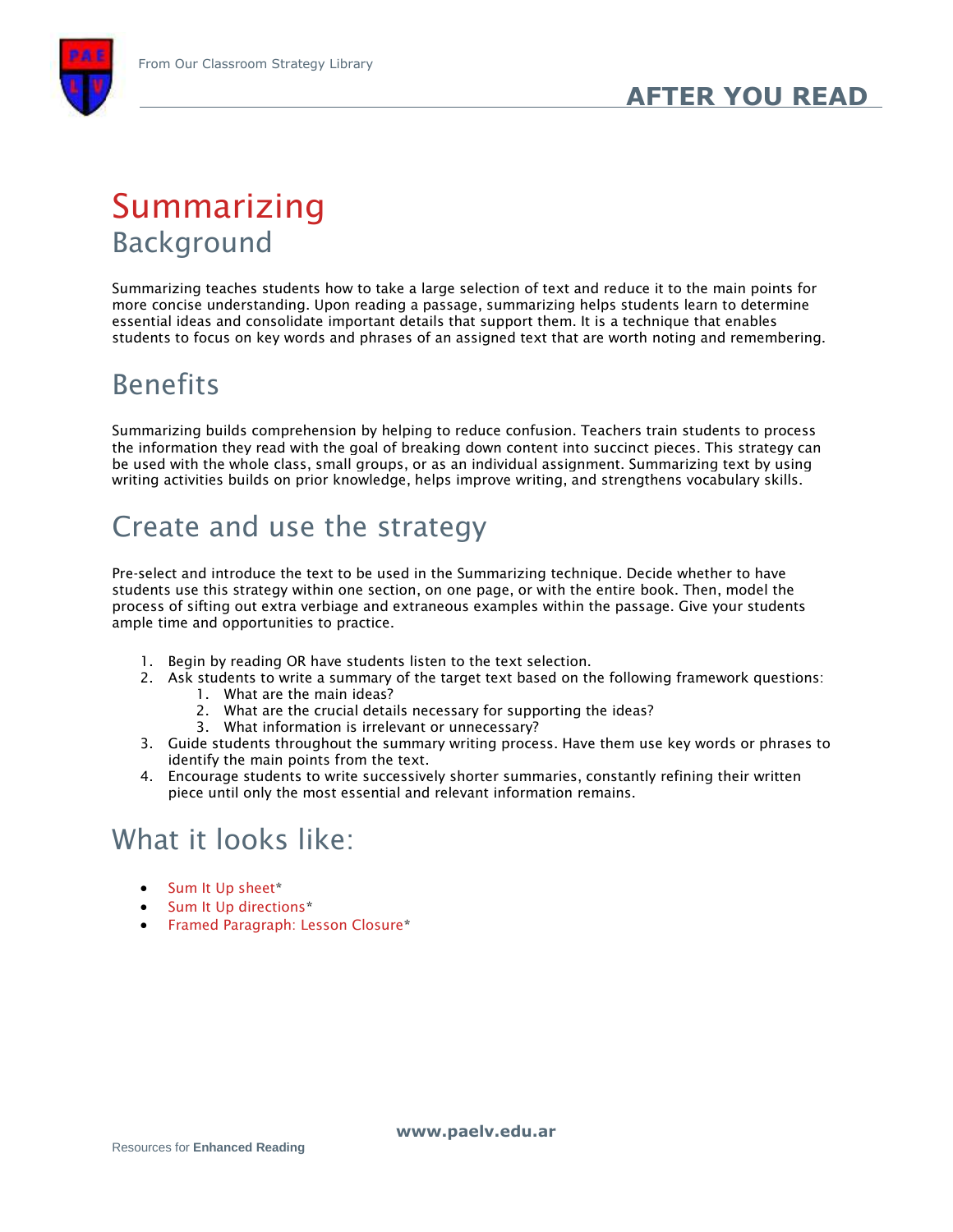# AFTER YOU READ

# Summarizing

## Background

Summarizing teaches students how to take a large selection of text and reduce it to the main points for more concise understanding. Upon reading a passage, summarizing helps students learn to determine essential ideas and consolidate important details that support them. It is a technique that enables students to focus on key words and phrases of an assigned text that are worth noting and remembering.

## Benefits

Summarizing builds comprehension by helping to reduce confusion. Teachers train students to process the information they read with the goal of breaking down content into succinct pieces. This strategy can be used with the whole class, small groups, or as an individual assignment. Summarizing text by using writing activities builds on prior knowledge, helps improve writing, and strengthens vocabulary skills.

## Create and use the strategy

Pre-select and introduce the text to be used in the Summarizing technique. Decide whether to have students use this strategy within one section, on one page, or with the entire book. Then, model the process of sifting out extra verbiage and extraneous examples within the passage. Give your students ample time and opportunities to practice.

1. Begin by reading OR have students listen to the text selection.
2. Ask students to write a summary of the target text based on the following framework questions:
   1. What are the main ideas?
   2. What are the crucial details necessary for supporting the ideas?
   3. What information is irrelevant or unnecessary?
3. Guide students throughout the summary writing process. Have them use key words or phrases to identify the main points from the text.
4. Encourage students to write successively shorter summaries, constantly refining their written piece until only the most essential and relevant information remains.

## What it looks like:

- Sum It Up sheet*
- Sum It Up directions*
- Framed Paragraph: Lesson Closure*

www.paelv.edu.ar

Resources for **Enhanced Reading**